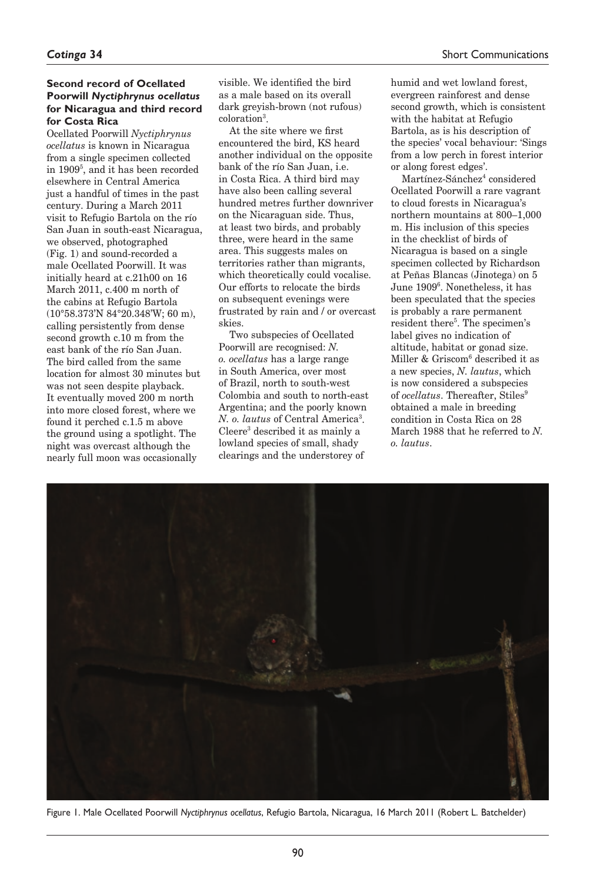### Second record of Ocellated Poorwill *Nyctiphrynus ocellatus* for Nicaragua and third record for Costa Rica

Ocellated Poorwill *Nyctiphrynus ocellatus* is known in Nicaragua from a single specimen collected in 1909[5], and it has been recorded elsewhere in Central America just a handful of times in the past century. During a March 2011 visit to Refugio Bartola on the río San Juan in south-east Nicaragua, we observed, photographed (Fig. 1) and sound-recorded a male Ocellated Poorwill. It was initially heard at c.21h00 on 16 March 2011, c.400 m north of the cabins at Refugio Bartola (10°58.373'N 84°20.348'W; 60 m), calling persistently from dense second growth c.10 m from the east bank of the río San Juan. The bird called from the same location for almost 30 minutes but was not seen despite playback. It eventually moved 200 m north into more closed forest, where we found it perched c.1.5 m above the ground using a spotlight. The night was overcast although the nearly full moon was occasionally visible. We identified the bird as a male based on its overall dark greyish-brown (not rufous) coloration[3].

At the site where we first encountered the bird, KS heard another individual on the opposite bank of the río San Juan, i.e. in Costa Rica. A third bird may have also been calling several hundred metres further downriver on the Nicaraguan side. Thus, at least two birds, and probably three, were heard in the same area. This suggests males on territories rather than migrants, which theoretically could vocalise. Our efforts to relocate the birds on subsequent evenings were frustrated by rain and / or overcast skies.

Two subspecies of Ocellated Poorwill are recognised: *N. o. ocellatus* has a large range in South America, over most of Brazil, north to south-west Colombia and south to north-east Argentina; and the poorly known *N. o. lautus* of Central America[3]. Cleere[3] described it as mainly a lowland species of small, shady clearings and the understorey of humid and wet lowland forest, evergreen rainforest and dense second growth, which is consistent with the habitat at Refugio Bartola, as is his description of the species' vocal behaviour: 'Sings from a low perch in forest interior or along forest edges'.

Martínez-Sánchez[4] considered Ocellated Poorwill a rare vagrant to cloud forests in Nicaragua's northern mountains at 800–1,000 m. His inclusion of this species in the checklist of birds of Nicaragua is based on a single specimen collected by Richardson at Peñas Blancas (Jinotega) on 5 June 1909[6]. Nonetheless, it has been speculated that the species is probably a rare permanent resident there[5]. The specimen's label gives no indication of altitude, habitat or gonad size. Miller & Griscom[6] described it as a new species, *N. lautus*, which is now considered a subspecies of *ocellatus*. Thereafter, Stiles[9] obtained a male in breeding condition in Costa Rica on 28 March 1988 that he referred to *N. o. lautus*.

Figure 1. Male Ocellated Poorwill *Nyctiphrynus ocellatus*, Refugio Bartola, Nicaragua, 16 March 2011 (Robert L. Batchelder)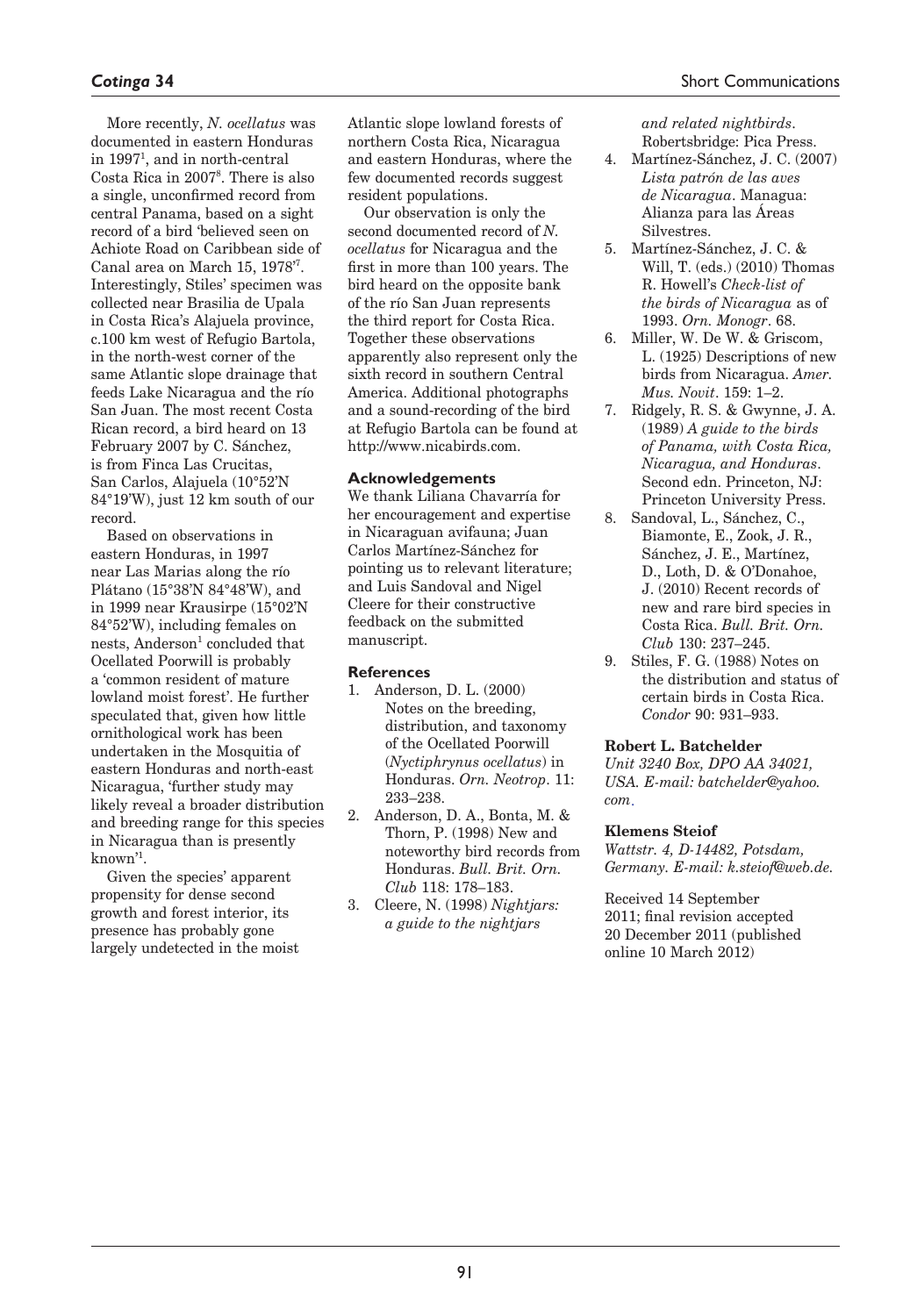More recently, *N. ocellatus* was documented in eastern Honduras in 1997[1], and in north-central Costa Rica in 2007[8]. There is also a single, unconfirmed record from central Panama, based on a sight record of a bird 'believed seen on Achiote Road on Caribbean side of Canal area on March 15, 1978'[7]. Interestingly, Stiles' specimen was collected near Brasilia de Upala in Costa Rica's Alajuela province, c.100 km west of Refugio Bartola, in the north-west corner of the same Atlantic slope drainage that feeds Lake Nicaragua and the río San Juan. The most recent Costa Rican record, a bird heard on 13 February 2007 by C. Sánchez, is from Finca Las Crucitas, San Carlos, Alajuela (10°52'N 84°19'W), just 12 km south of our record.

Based on observations in eastern Honduras, in 1997 near Las Marias along the río Plátano (15°38'N 84°48'W), and in 1999 near Krausirpe (15°02'N 84°52'W), including females on nests, Anderson[1] concluded that Ocellated Poorwill is probably a 'common resident of mature lowland moist forest'. He further speculated that, given how little ornithological work has been undertaken in the Mosquitia of eastern Honduras and north-east Nicaragua, 'further study may likely reveal a broader distribution and breeding range for this species in Nicaragua than is presently known'[1].

Given the species' apparent propensity for dense second growth and forest interior, its presence has probably gone largely undetected in the moist Atlantic slope lowland forests of northern Costa Rica, Nicaragua and eastern Honduras, where the few documented records suggest resident populations.

Our observation is only the second documented record of *N. ocellatus* for Nicaragua and the first in more than 100 years. The bird heard on the opposite bank of the río San Juan represents the third report for Costa Rica. Together these observations apparently also represent only the sixth record in southern Central America. Additional photographs and a sound-recording of the bird at Refugio Bartola can be found at http://www.nicabirds.com.

### Acknowledgements

We thank Liliana Chavarría for her encouragement and expertise in Nicaraguan avifauna; Juan Carlos Martínez-Sánchez for pointing us to relevant literature; and Luis Sandoval and Nigel Cleere for their constructive feedback on the submitted manuscript.

### References

1. Anderson, D. L. (2000) Notes on the breeding, distribution, and taxonomy of the Ocellated Poorwill (*Nyctiphrynus ocellatus*) in Honduras. *Orn. Neotrop*. 11: 233–238.
2. Anderson, D. A., Bonta, M. & Thorn, P. (1998) New and noteworthy bird records from Honduras. *Bull. Brit. Orn. Club* 118: 178–183.
3. Cleere, N. (1998) *Nightjars: a guide to the nightjars and related nightbirds*. Robertsbridge: Pica Press.
4. Martínez-Sánchez, J. C. (2007) *Lista patrón de las aves de Nicaragua*. Managua: Alianza para las Áreas Silvestres.
5. Martínez-Sánchez, J. C. & Will, T. (eds.) (2010) Thomas R. Howell's *Check-list of the birds of Nicaragua* as of 1993. *Orn. Monogr*. 68.
6. Miller, W. De W. & Griscom, L. (1925) Descriptions of new birds from Nicaragua. *Amer. Mus. Novit*. 159: 1–2.
7. Ridgely, R. S. & Gwynne, J. A. (1989) *A guide to the birds of Panama, with Costa Rica, Nicaragua, and Honduras*. Second edn. Princeton, NJ: Princeton University Press.
8. Sandoval, L., Sánchez, C., Biamonte, E., Zook, J. R., Sánchez, J. E., Martínez, D., Loth, D. & O'Donahoe, J. (2010) Recent records of new and rare bird species in Costa Rica. *Bull. Brit. Orn. Club* 130: 237–245.
9. Stiles, F. G. (1988) Notes on the distribution and status of certain birds in Costa Rica. *Condor* 90: 931–933.

**Robert L. Batchelder**
*Unit 3240 Box, DPO AA 34021, USA. E-mail: batchelder@yahoo.com.*

**Klemens Steiof**
*Wattstr. 4, D-14482, Potsdam, Germany. E-mail: k.steiof@web.de.*

Received 14 September 2011; final revision accepted 20 December 2011 (published online 10 March 2012)